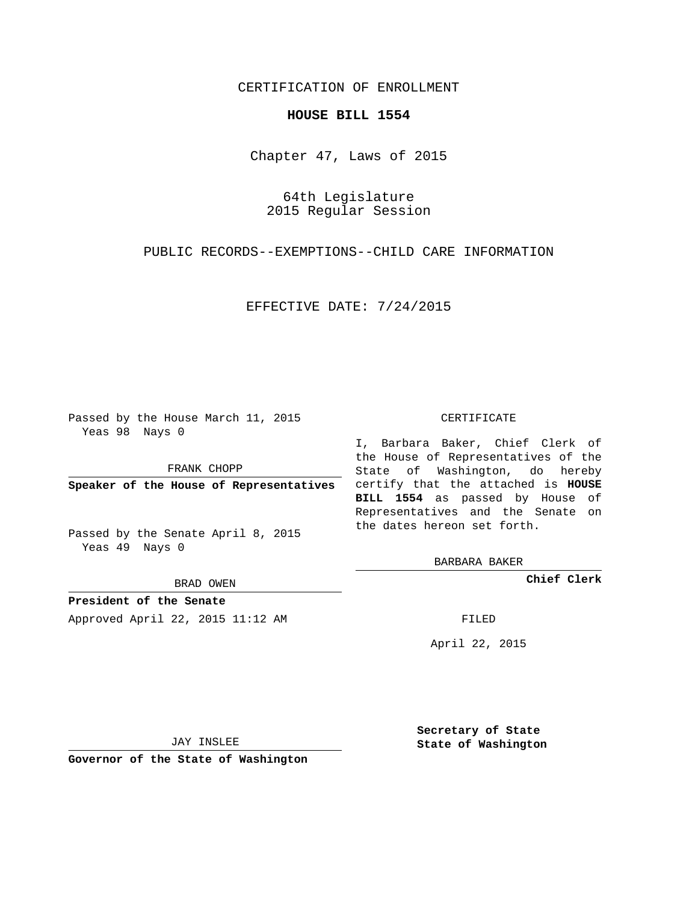CERTIFICATION OF ENROLLMENT

**HOUSE BILL 1554**

Chapter 47, Laws of 2015

64th Legislature
2015 Regular Session

PUBLIC RECORDS--EXEMPTIONS--CHILD CARE INFORMATION

EFFECTIVE DATE: 7/24/2015

Passed by the House March 11, 2015
Yeas 98 Nays 0

FRANK CHOPP

**Speaker of the House of Representatives**

Passed by the Senate April 8, 2015
Yeas 49 Nays 0

BRAD OWEN

**President of the Senate**

Approved April 22, 2015 11:12 AM

JAY INSLEE

**Governor of the State of Washington**

CERTIFICATE

I, Barbara Baker, Chief Clerk of the House of Representatives of the State of Washington, do hereby certify that the attached is **HOUSE BILL 1554** as passed by House of Representatives and the Senate on the dates hereon set forth.

BARBARA BAKER

**Chief Clerk**

FILED

April 22, 2015

**Secretary of State**
**State of Washington**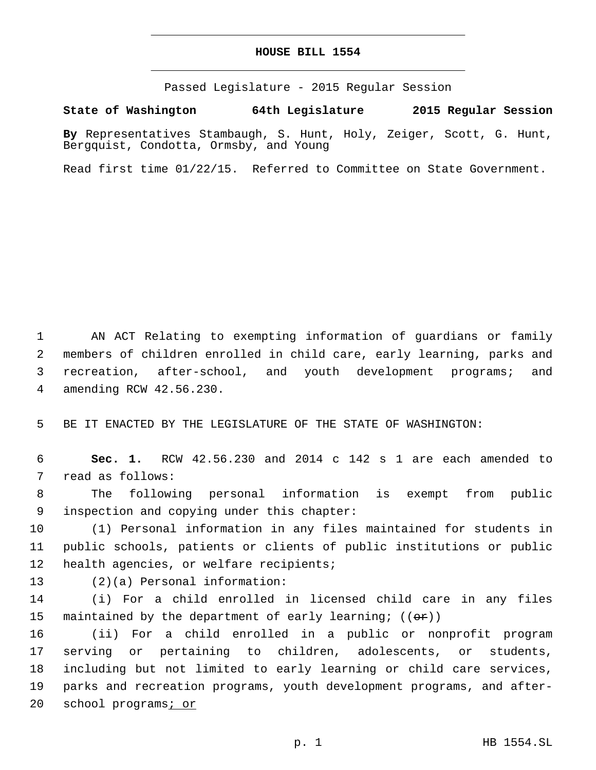# HOUSE BILL 1554

Passed Legislature - 2015 Regular Session

**State of Washington 64th Legislature 2015 Regular Session**

**By** Representatives Stambaugh, S. Hunt, Holy, Zeiger, Scott, G. Hunt, Bergquist, Condotta, Ormsby, and Young

Read first time 01/22/15. Referred to Committee on State Government.

1 AN ACT Relating to exempting information of guardians or family 2 members of children enrolled in child care, early learning, parks and 3 recreation, after-school, and youth development programs; and 4 amending RCW 42.56.230.

5 BE IT ENACTED BY THE LEGISLATURE OF THE STATE OF WASHINGTON:

6 **Sec. 1.** RCW 42.56.230 and 2014 c 142 s 1 are each amended to 7 read as follows:

8 The following personal information is exempt from public 9 inspection and copying under this chapter:

10 (1) Personal information in any files maintained for students in 11 public schools, patients or clients of public institutions or public 12 health agencies, or welfare recipients;

13 (2)(a) Personal information:

14 (i) For a child enrolled in licensed child care in any files 15 maintained by the department of early learning; ((~~or~~))

16 (ii) For a child enrolled in a public or nonprofit program 17 serving or pertaining to children, adolescents, or students, 18 including but not limited to early learning or child care services, 19 parks and recreation programs, youth development programs, and after- 20 school programs<u>; or</u>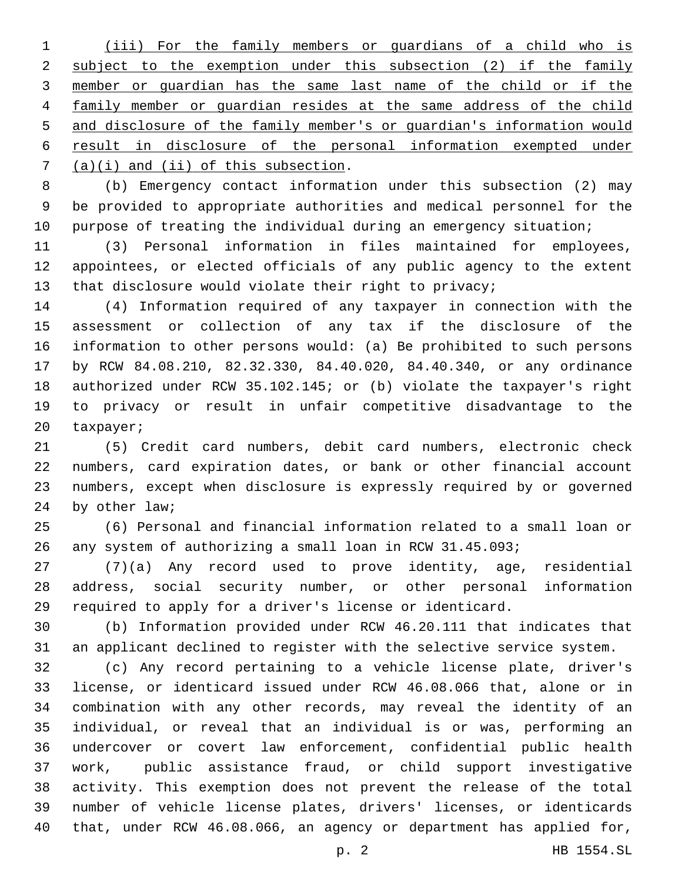<u>(iii) For the family members or guardians of a child who is subject to the exemption under this subsection (2) if the family member or guardian has the same last name of the child or if the family member or guardian resides at the same address of the child and disclosure of the family member's or guardian's information would result in disclosure of the personal information exempted under (a)(i) and (ii) of this subsection</u>.

(b) Emergency contact information under this subsection (2) may be provided to appropriate authorities and medical personnel for the purpose of treating the individual during an emergency situation;

(3) Personal information in files maintained for employees, appointees, or elected officials of any public agency to the extent that disclosure would violate their right to privacy;

(4) Information required of any taxpayer in connection with the assessment or collection of any tax if the disclosure of the information to other persons would: (a) Be prohibited to such persons by RCW 84.08.210, 82.32.330, 84.40.020, 84.40.340, or any ordinance authorized under RCW 35.102.145; or (b) violate the taxpayer's right to privacy or result in unfair competitive disadvantage to the taxpayer;

(5) Credit card numbers, debit card numbers, electronic check numbers, card expiration dates, or bank or other financial account numbers, except when disclosure is expressly required by or governed by other law;

(6) Personal and financial information related to a small loan or any system of authorizing a small loan in RCW 31.45.093;

(7)(a) Any record used to prove identity, age, residential address, social security number, or other personal information required to apply for a driver's license or identicard.

(b) Information provided under RCW 46.20.111 that indicates that an applicant declined to register with the selective service system.

(c) Any record pertaining to a vehicle license plate, driver's license, or identicard issued under RCW 46.08.066 that, alone or in combination with any other records, may reveal the identity of an individual, or reveal that an individual is or was, performing an undercover or covert law enforcement, confidential public health work, public assistance fraud, or child support investigative activity. This exemption does not prevent the release of the total number of vehicle license plates, drivers' licenses, or identicards that, under RCW 46.08.066, an agency or department has applied for,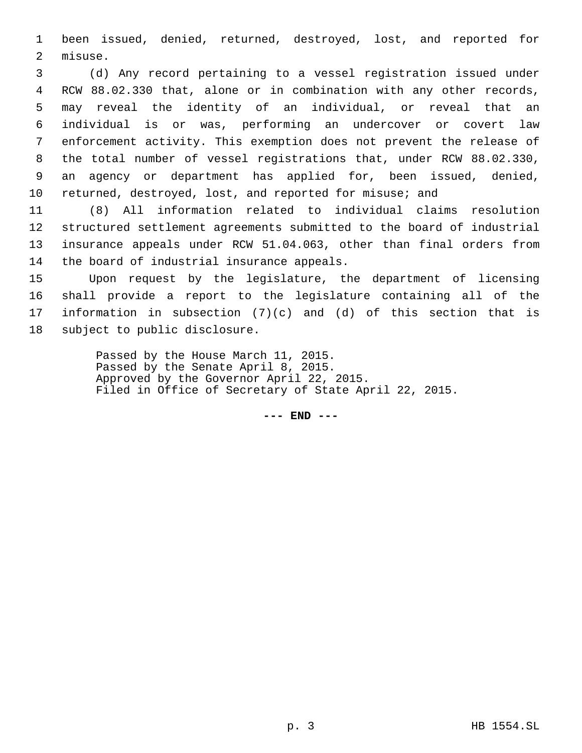been issued, denied, returned, destroyed, lost, and reported for misuse.

(d) Any record pertaining to a vessel registration issued under RCW 88.02.330 that, alone or in combination with any other records, may reveal the identity of an individual, or reveal that an individual is or was, performing an undercover or covert law enforcement activity. This exemption does not prevent the release of the total number of vessel registrations that, under RCW 88.02.330, an agency or department has applied for, been issued, denied, returned, destroyed, lost, and reported for misuse; and

(8) All information related to individual claims resolution structured settlement agreements submitted to the board of industrial insurance appeals under RCW 51.04.063, other than final orders from the board of industrial insurance appeals.

Upon request by the legislature, the department of licensing shall provide a report to the legislature containing all of the information in subsection (7)(c) and (d) of this section that is subject to public disclosure.

Passed by the House March 11, 2015.
Passed by the Senate April 8, 2015.
Approved by the Governor April 22, 2015.
Filed in Office of Secretary of State April 22, 2015.

**--- END ---**